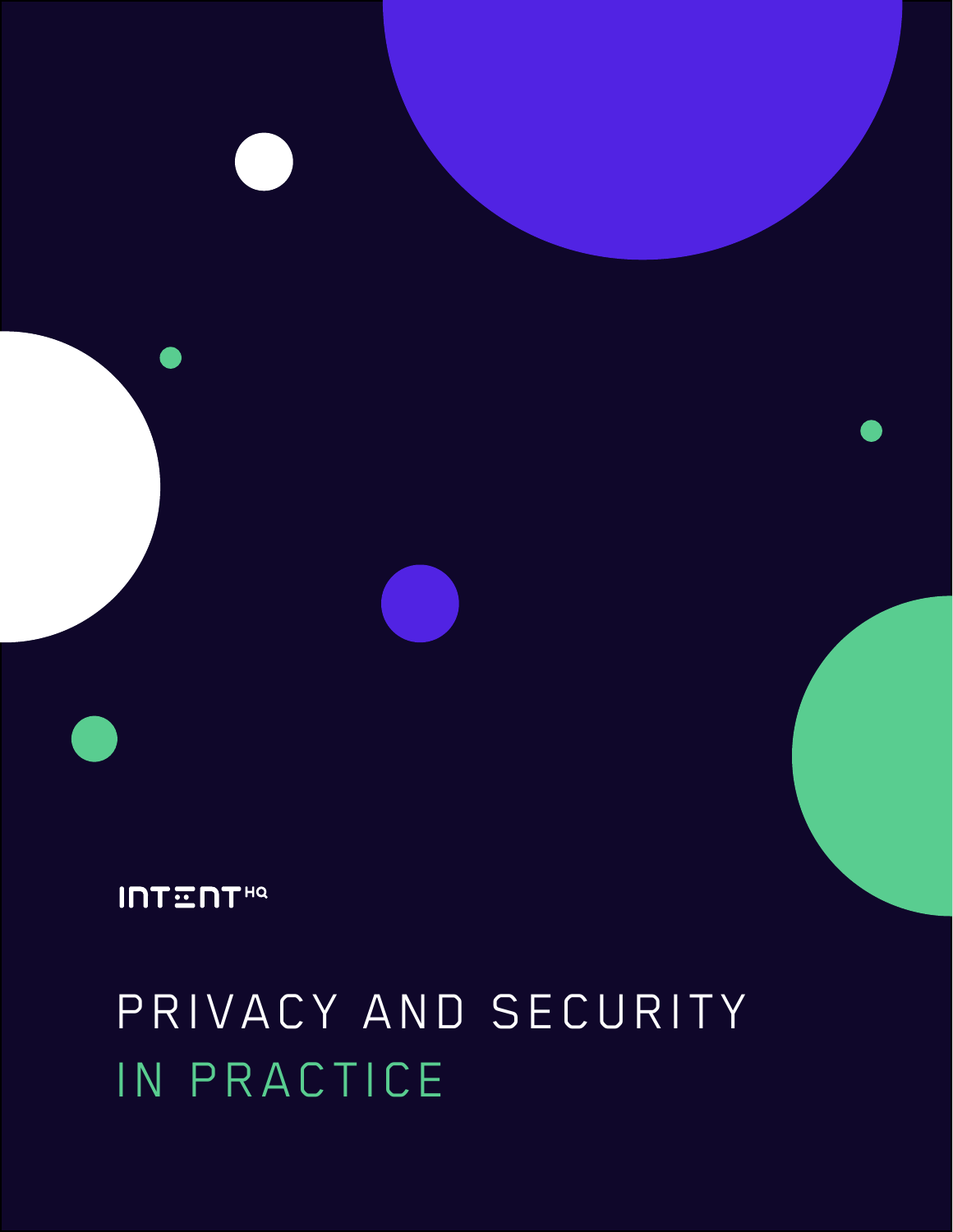INTENT HQ

# PRIVACY AND SECURITY IN PRACTICE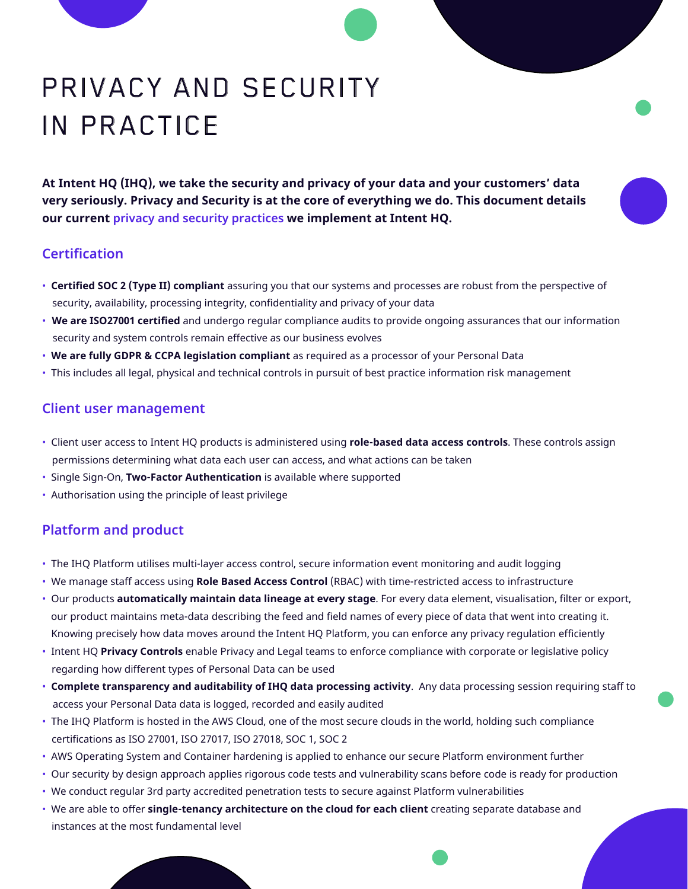# PRIVACY AND SECURITY IN PRACTICE

**At Intent HQ (IHQ), we take the security and privacy of your data and your customers' data very seriously. Privacy and Security is at the core of everything we do. This document details our current privacy and security practices we implement at Intent HQ.**

## Certification

- **Certified SOC 2 (Type II) compliant** assuring you that our systems and processes are robust from the perspective of security, availability, processing integrity, confidentiality and privacy of your data
- **We are ISO27001 certified** and undergo regular compliance audits to provide ongoing assurances that our information security and system controls remain effective as our business evolves
- **We are fully GDPR & CCPA legislation compliant** as required as a processor of your Personal Data
- This includes all legal, physical and technical controls in pursuit of best practice information risk management

## Client user management

- Client user access to Intent HQ products is administered using **role-based data access controls**. These controls assign permissions determining what data each user can access, and what actions can be taken
- Single Sign-On, **Two-Factor Authentication** is available where supported
- Authorisation using the principle of least privilege

## Platform and product

- The IHQ Platform utilises multi-layer access control, secure information event monitoring and audit logging
- We manage staff access using **Role Based Access Control** (RBAC) with time-restricted access to infrastructure
- Our products **automatically maintain data lineage at every stage**. For every data element, visualisation, filter or export, our product maintains meta-data describing the feed and field names of every piece of data that went into creating it. Knowing precisely how data moves around the Intent HQ Platform, you can enforce any privacy regulation efficiently
- Intent HQ **Privacy Controls** enable Privacy and Legal teams to enforce compliance with corporate or legislative policy regarding how different types of Personal Data can be used
- **Complete transparency and auditability of IHQ data processing activity**. Any data processing session requiring staff to access your Personal Data data is logged, recorded and easily audited
- The IHQ Platform is hosted in the AWS Cloud, one of the most secure clouds in the world, holding such compliance certifications as ISO 27001, ISO 27017, ISO 27018, SOC 1, SOC 2
- AWS Operating System and Container hardening is applied to enhance our secure Platform environment further
- Our security by design approach applies rigorous code tests and vulnerability scans before code is ready for production
- We conduct regular 3rd party accredited penetration tests to secure against Platform vulnerabilities
- We are able to offer **single-tenancy architecture on the cloud for each client** creating separate database and instances at the most fundamental level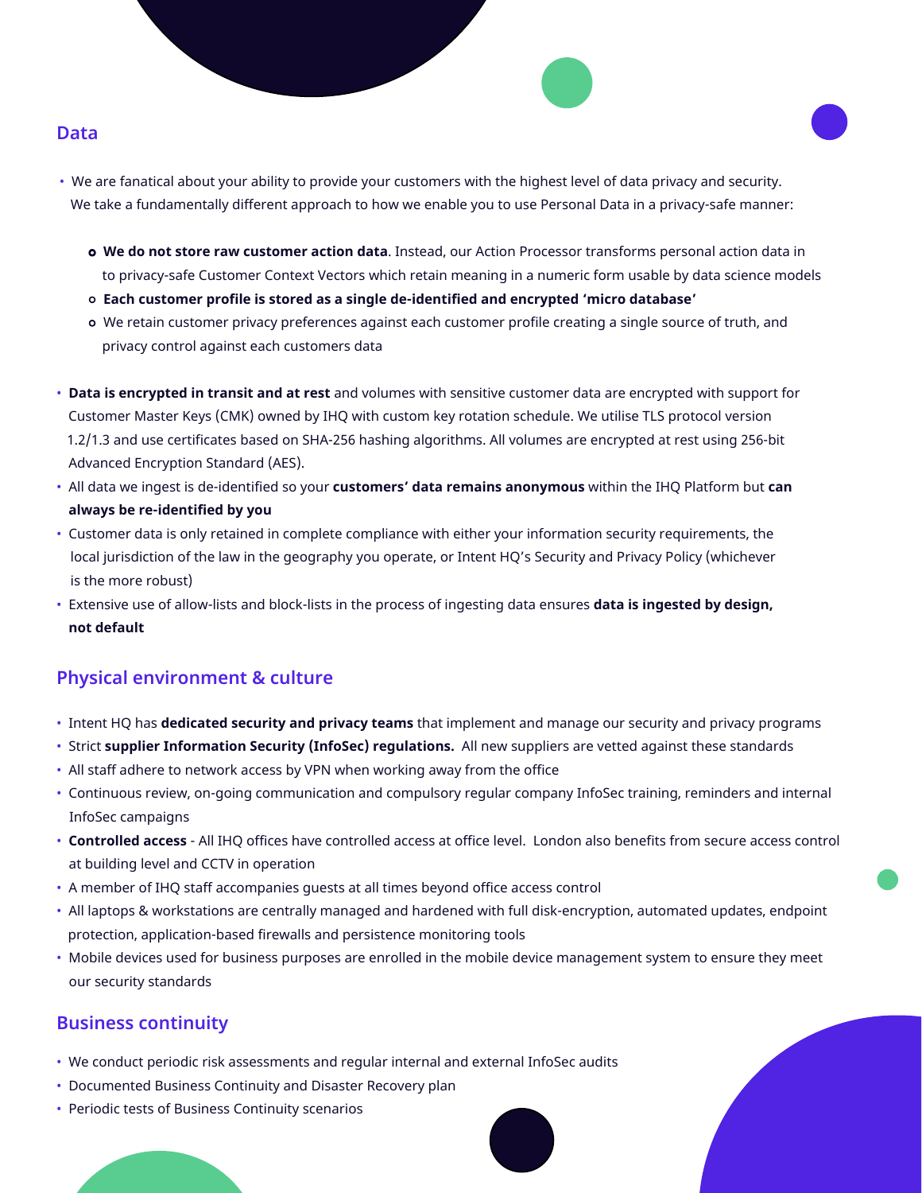## Data

- We are fanatical about your ability to provide your customers with the highest level of data privacy and security. We take a fundamentally different approach to how we enable you to use Personal Data in a privacy-safe manner:
  - **We do not store raw customer action data**. Instead, our Action Processor transforms personal action data in to privacy-safe Customer Context Vectors which retain meaning in a numeric form usable by data science models
  - **Each customer profile is stored as a single de-identified and encrypted 'micro database'**
  - We retain customer privacy preferences against each customer profile creating a single source of truth, and privacy control against each customers data
- **Data is encrypted in transit and at rest** and volumes with sensitive customer data are encrypted with support for Customer Master Keys (CMK) owned by IHQ with custom key rotation schedule. We utilise TLS protocol version 1.2/1.3 and use certificates based on SHA-256 hashing algorithms. All volumes are encrypted at rest using 256-bit Advanced Encryption Standard (AES).
- All data we ingest is de-identified so your **customers' data remains anonymous** within the IHQ Platform but **can always be re-identified by you**
- Customer data is only retained in complete compliance with either your information security requirements, the local jurisdiction of the law in the geography you operate, or Intent HQ's Security and Privacy Policy (whichever is the more robust)
- Extensive use of allow-lists and block-lists in the process of ingesting data ensures **data is ingested by design, not default**

## Physical environment & culture

- Intent HQ has **dedicated security and privacy teams** that implement and manage our security and privacy programs
- Strict **supplier Information Security (InfoSec) regulations.** All new suppliers are vetted against these standards
- All staff adhere to network access by VPN when working away from the office
- Continuous review, on-going communication and compulsory regular company InfoSec training, reminders and internal InfoSec campaigns
- **Controlled access** - All IHQ offices have controlled access at office level. London also benefits from secure access control at building level and CCTV in operation
- A member of IHQ staff accompanies guests at all times beyond office access control
- All laptops & workstations are centrally managed and hardened with full disk-encryption, automated updates, endpoint protection, application-based firewalls and persistence monitoring tools
- Mobile devices used for business purposes are enrolled in the mobile device management system to ensure they meet our security standards

## Business continuity

- We conduct periodic risk assessments and regular internal and external InfoSec audits
- Documented Business Continuity and Disaster Recovery plan
- Periodic tests of Business Continuity scenarios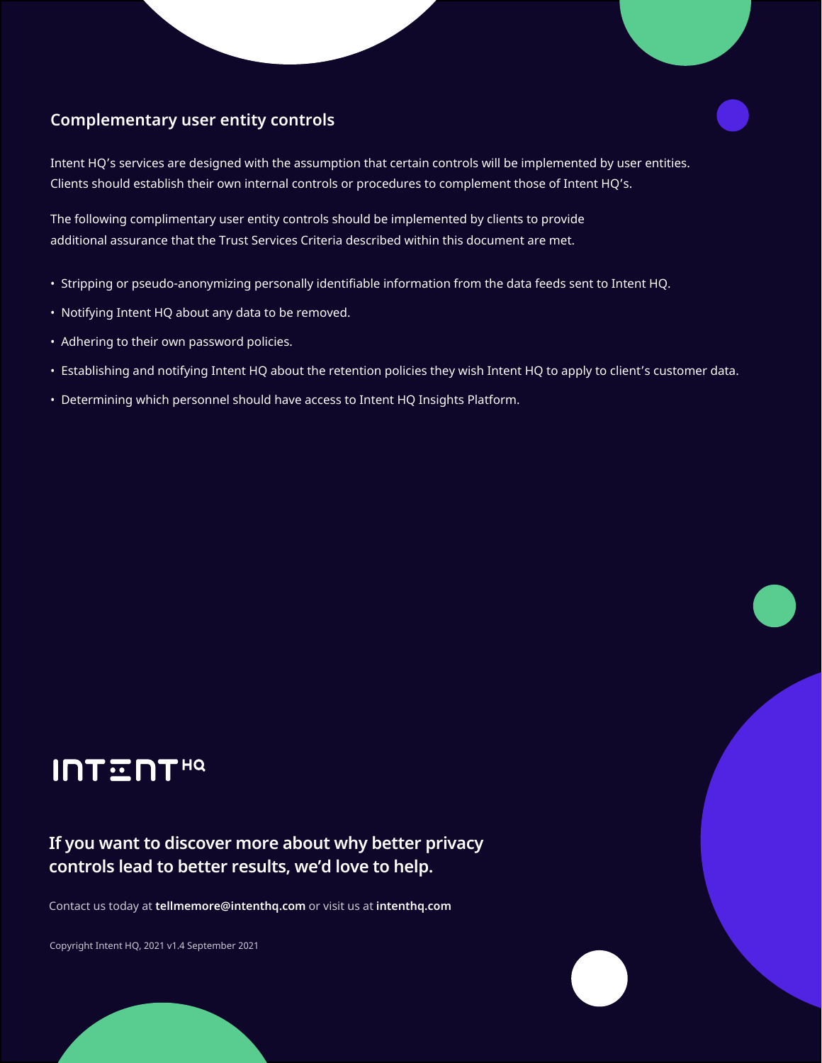## Complementary user entity controls

Intent HQ's services are designed with the assumption that certain controls will be implemented by user entities. Clients should establish their own internal controls or procedures to complement those of Intent HQ's.

The following complimentary user entity controls should be implemented by clients to provide additional assurance that the Trust Services Criteria described within this document are met.

- Stripping or pseudo-anonymizing personally identifiable information from the data feeds sent to Intent HQ.
- Notifying Intent HQ about any data to be removed.
- Adhering to their own password policies.
- Establishing and notifying Intent HQ about the retention policies they wish Intent HQ to apply to client's customer data.
- Determining which personnel should have access to Intent HQ Insights Platform.

INTENT HQ

**If you want to discover more about why better privacy controls lead to better results, we'd love to help.**

Contact us today at **tellmemore@intenthq.com** or visit us at **intenthq.com**

Copyright Intent HQ, 2021 v1.4 September 2021